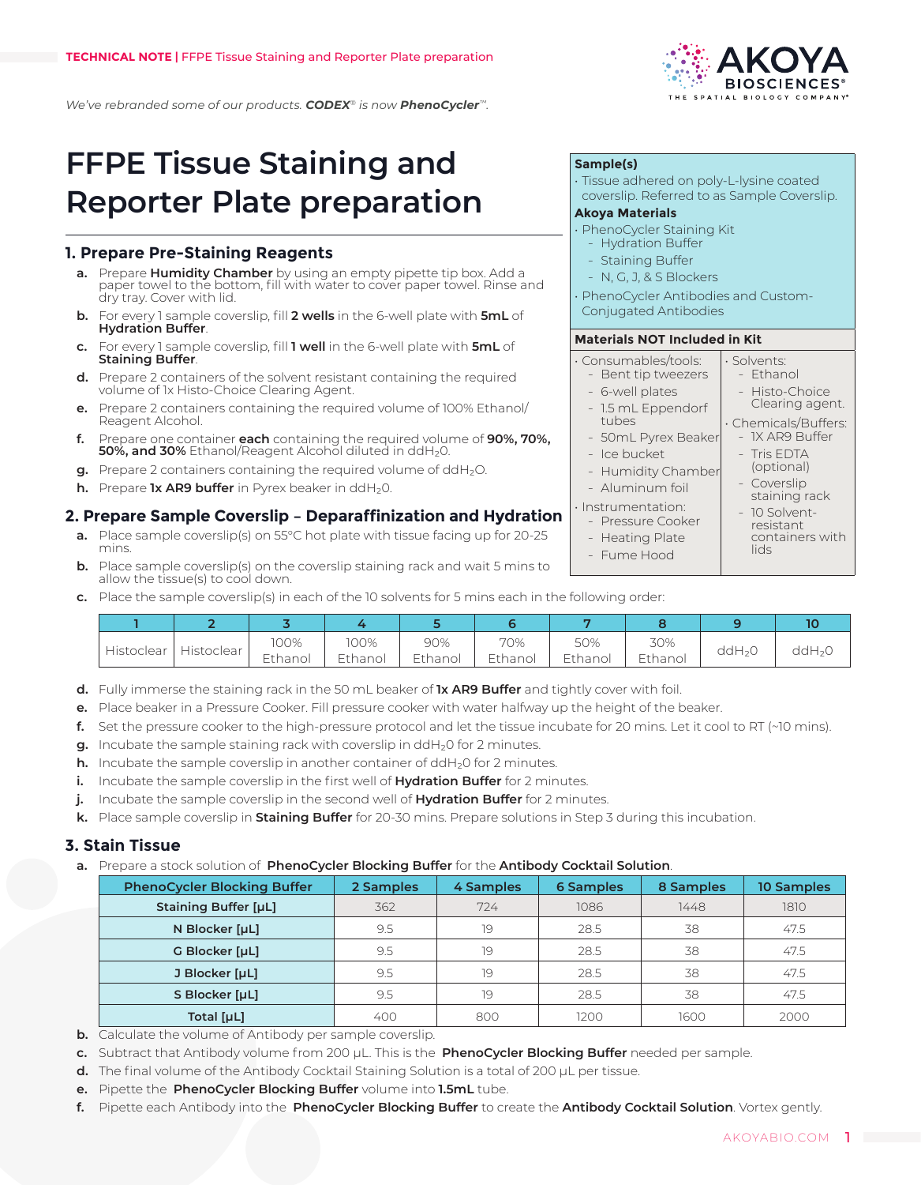We've rebranded some of our products. ***CODEX***® *is now **PhenoCycler**™.*

# FFPE Tissue Staining and Reporter Plate preparation

| **Sample(s)** |
|---|
| · Tissue adhered on poly-L-lysine coated coverslip. Referred to as Sample Coverslip. |
| **Akoya Materials** |
| · PhenoCycler Staining Kit<br>- Hydration Buffer<br>- Staining Buffer<br>- N, G, J, & S Blockers<br>· PhenoCycler Antibodies and Custom-Conjugated Antibodies |

| **Materials NOT Included in Kit** | |
|---|---|
| · Consumables/tools:<br>- Bent tip tweezers<br>- 6-well plates<br>- 1.5 mL Eppendorf tubes<br>- 50mL Pyrex Beaker<br>- Ice bucket<br>- Humidity Chamber<br>- Aluminum foil<br>· Instrumentation:<br>- Pressure Cooker<br>- Heating Plate<br>- Fume Hood | · Solvents:<br>- Ethanol<br>- Histo-Choice Clearing agent.<br>· Chemicals/Buffers:<br>- 1X AR9 Buffer<br>- Tris EDTA (optional)<br>- Coverslip staining rack<br>- 10 Solvent-resistant containers with lids |

## 1. Prepare Pre-Staining Reagents

**a.** Prepare **Humidity Chamber** by using an empty pipette tip box. Add a paper towel to the bottom, fill with water to cover paper towel. Rinse and dry tray. Cover with lid.

**b.** For every 1 sample coverslip, fill **2 wells** in the 6-well plate with **5mL** of **Hydration Buffer**.

**c.** For every 1 sample coverslip, fill **1 well** in the 6-well plate with **5mL** of **Staining Buffer**.

**d.** Prepare 2 containers of the solvent resistant containing the required volume of 1x Histo-Choice Clearing Agent.

**e.** Prepare 2 containers containing the required volume of 100% Ethanol/ Reagent Alcohol.

**f.** Prepare one container **each** containing the required volume of **90%, 70%, 50%, and 30%** Ethanol/Reagent Alcohol diluted in $ddH_2O$.

**g.** Prepare 2 containers containing the required volume of $ddH_2O$.

**h.** Prepare **1x AR9 buffer** in Pyrex beaker in $ddH_2O$.

## 2. Prepare Sample Coverslip – Deparaffinization and Hydration

**a.** Place sample coverslip(s) on 55°C hot plate with tissue facing up for 20-25 mins.

**b.** Place sample coverslip(s) on the coverslip staining rack and wait 5 mins to allow the tissue(s) to cool down.

**c.** Place the sample coverslip(s) in each of the 10 solvents for 5 mins each in the following order:

| 1 | 2 | 3 | 4 | 5 | 6 | 7 | 8 | 9 | 10 |
|---|---|---|---|---|---|---|---|---|---|
| Histoclear | Histoclear | 100% Ethanol | 100% Ethanol | 90% Ethanol | 70% Ethanol | 50% Ethanol | 30% Ethanol | $ddH_2O$ | $ddH_2O$ |

**d.** Fully immerse the staining rack in the 50 mL beaker of **1x AR9 Buffer** and tightly cover with foil.

**e.** Place beaker in a Pressure Cooker. Fill pressure cooker with water halfway up the height of the beaker.

**f.** Set the pressure cooker to the high-pressure protocol and let the tissue incubate for 20 mins. Let it cool to RT (~10 mins).

**g.** Incubate the sample staining rack with coverslip in $ddH_2O$ for 2 minutes.

**h.** Incubate the sample coverslip in another container of $ddH_2O$ for 2 minutes.

**i.** Incubate the sample coverslip in the first well of **Hydration Buffer** for 2 minutes.

**j.** Incubate the sample coverslip in the second well of **Hydration Buffer** for 2 minutes.

**k.** Place sample coverslip in **Staining Buffer** for 20-30 mins. Prepare solutions in Step 3 during this incubation.

## 3. Stain Tissue

**a.** Prepare a stock solution of **PhenoCycler Blocking Buffer** for the **Antibody Cocktail Solution**.

| PhenoCycler Blocking Buffer | 2 Samples | 4 Samples | 6 Samples | 8 Samples | 10 Samples |
|---|---|---|---|---|---|
| **Staining Buffer [μL]** | 362 | 724 | 1086 | 1448 | 1810 |
| **N Blocker [μL]** | 9.5 | 19 | 28.5 | 38 | 47.5 |
| **G Blocker [μL]** | 9.5 | 19 | 28.5 | 38 | 47.5 |
| **J Blocker [μL]** | 9.5 | 19 | 28.5 | 38 | 47.5 |
| **S Blocker [μL]** | 9.5 | 19 | 28.5 | 38 | 47.5 |
| **Total [μL]** | 400 | 800 | 1200 | 1600 | 2000 |

**b.** Calculate the volume of Antibody per sample coverslip.

**c.** Subtract that Antibody volume from 200 μL. This is the **PhenoCycler Blocking Buffer** needed per sample.

**d.** The final volume of the Antibody Cocktail Staining Solution is a total of 200 μL per tissue.

**e.** Pipette the **PhenoCycler Blocking Buffer** volume into **1.5mL** tube.

**f.** Pipette each Antibody into the **PhenoCycler Blocking Buffer** to create the **Antibody Cocktail Solution**. Vortex gently.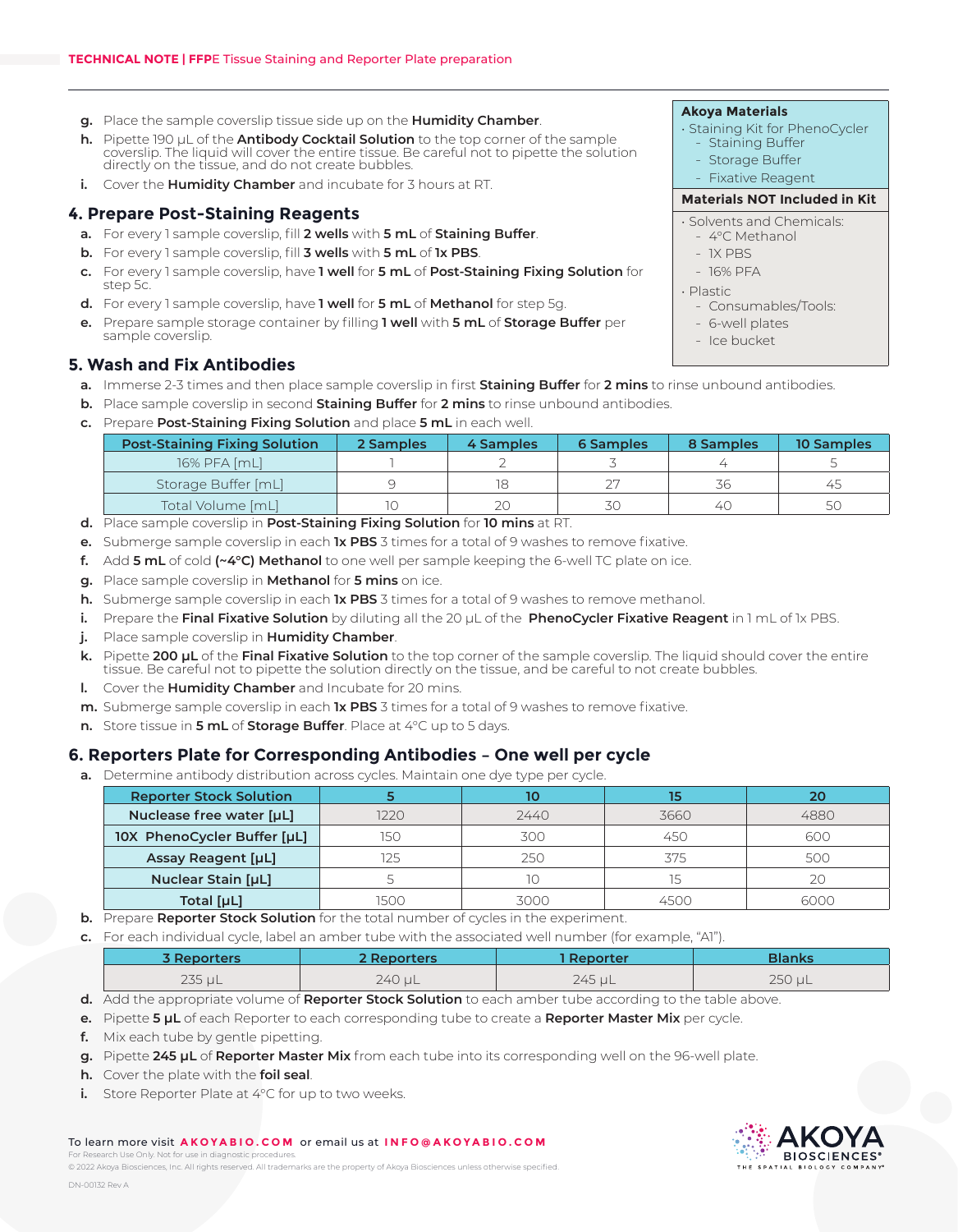- **g.** Place the sample coverslip tissue side up on the **Humidity Chamber**.
- **h.** Pipette 190 µL of the **Antibody Cocktail Solution** to the top corner of the sample coverslip. The liquid will cover the entire tissue. Be careful not to pipette the solution directly on the tissue, and do not create bubbles.
- **i.** Cover the **Humidity Chamber** and incubate for 3 hours at RT.

**Akoya Materials**

- Staining Kit for PhenoCycler
  - Staining Buffer
  - Storage Buffer
  - Fixative Reagent

**Materials NOT Included in Kit**

- Solvents and Chemicals:
  - 4°C Methanol
  - 1X PBS
  - 16% PFA
- Plastic
  - Consumables/Tools:
  - 6-well plates
  - Ice bucket

## 4. Prepare Post-Staining Reagents

- **a.** For every 1 sample coverslip, fill **2 wells** with **5 mL** of **Staining Buffer**.
- **b.** For every 1 sample coverslip, fill **3 wells** with **5 mL** of **1x PBS**.
- **c.** For every 1 sample coverslip, have **1 well** for **5 mL** of **Post-Staining Fixing Solution** for step 5c.
- **d.** For every 1 sample coverslip, have **1 well** for **5 mL** of **Methanol** for step 5g.
- **e.** Prepare sample storage container by filling **1 well** with **5 mL** of **Storage Buffer** per sample coverslip.

## 5. Wash and Fix Antibodies

- **a.** Immerse 2-3 times and then place sample coverslip in first **Staining Buffer** for **2 mins** to rinse unbound antibodies.
- **b.** Place sample coverslip in second **Staining Buffer** for **2 mins** to rinse unbound antibodies.
- **c.** Prepare **Post-Staining Fixing Solution** and place **5 mL** in each well.

| Post-Staining Fixing Solution | 2 Samples | 4 Samples | 6 Samples | 8 Samples | 10 Samples |
|---|---|---|---|---|---|
| 16% PFA [mL] | 1 | 2 | 3 | 4 | 5 |
| Storage Buffer [mL] | 9 | 18 | 27 | 36 | 45 |
| Total Volume [mL] | 10 | 20 | 30 | 40 | 50 |

- **d.** Place sample coverslip in **Post-Staining Fixing Solution** for **10 mins** at RT.
- **e.** Submerge sample coverslip in each **1x PBS** 3 times for a total of 9 washes to remove fixative.
- **f.** Add **5 mL** of cold **(~4°C) Methanol** to one well per sample keeping the 6-well TC plate on ice.
- **g.** Place sample coverslip in **Methanol** for **5 mins** on ice.
- **h.** Submerge sample coverslip in each **1x PBS** 3 times for a total of 9 washes to remove methanol.
- **i.** Prepare the **Final Fixative Solution** by diluting all the 20 µL of the **PhenoCycler Fixative Reagent** in 1 mL of 1x PBS.
- **j.** Place sample coverslip in **Humidity Chamber**.
- **k.** Pipette **200 µL** of the **Final Fixative Solution** to the top corner of the sample coverslip. The liquid should cover the entire tissue. Be careful not to pipette the solution directly on the tissue, and be careful to not create bubbles.
- **l.** Cover the **Humidity Chamber** and Incubate for 20 mins.
- **m.** Submerge sample coverslip in each **1x PBS** 3 times for a total of 9 washes to remove fixative.
- **n.** Store tissue in **5 mL** of **Storage Buffer**. Place at 4°C up to 5 days.

## 6. Reporters Plate for Corresponding Antibodies – One well per cycle

- **a.** Determine antibody distribution across cycles. Maintain one dye type per cycle.

| Reporter Stock Solution | 5 | 10 | 15 | 20 |
|---|---|---|---|---|
| **Nuclease free water [µL]** | 1220 | 2440 | 3660 | 4880 |
| **10X PhenoCycler Buffer [µL]** | 150 | 300 | 450 | 600 |
| **Assay Reagent [µL]** | 125 | 250 | 375 | 500 |
| **Nuclear Stain [µL]** | 5 | 10 | 15 | 20 |
| **Total [µL]** | 1500 | 3000 | 4500 | 6000 |

- **b.** Prepare **Reporter Stock Solution** for the total number of cycles in the experiment.
- **c.** For each individual cycle, label an amber tube with the associated well number (for example, "A1").

| 3 Reporters | 2 Reporters | 1 Reporter | Blanks |
|---|---|---|---|
| 235 µL | 240 µL | 245 µL | 250 µL |

- **d.** Add the appropriate volume of **Reporter Stock Solution** to each amber tube according to the table above.
- **e.** Pipette **5 µL** of each Reporter to each corresponding tube to create a **Reporter Master Mix** per cycle.
- **f.** Mix each tube by gentle pipetting.
- **g.** Pipette **245 µL** of **Reporter Master Mix** from each tube into its corresponding well on the 96-well plate.
- **h.** Cover the plate with the **foil seal**.
- **i.** Store Reporter Plate at 4°C for up to two weeks.

To learn more visit **AKOYABIO.COM** or email us at **INFO@AKOYABIO.COM**

For Research Use Only. Not for use in diagnostic procedures.

© 2022 Akoya Biosciences, Inc. All rights reserved. All trademarks are the property of Akoya Biosciences unless otherwise specified.

DN-00132 Rev A